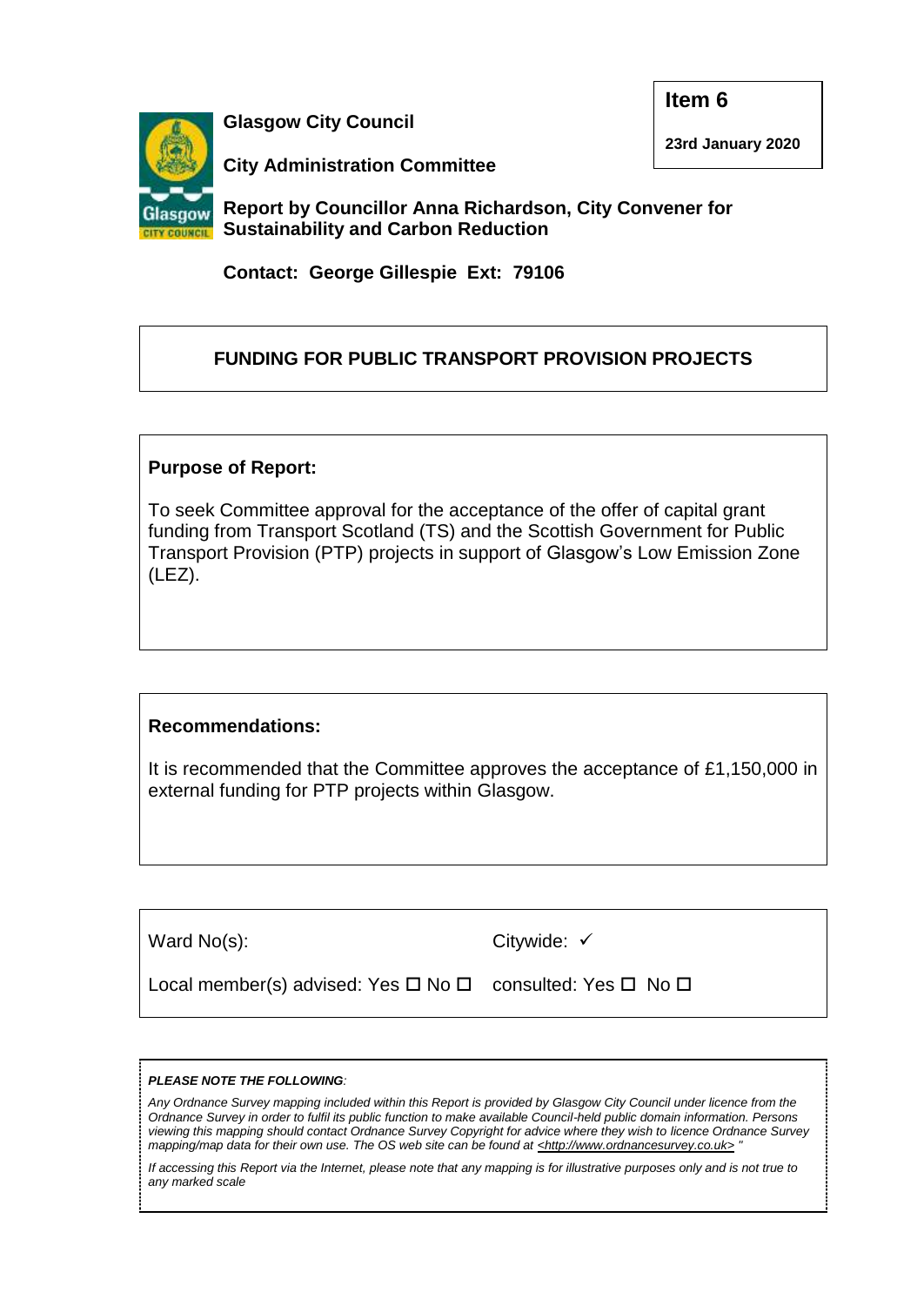**Item 6**

**23rd January 2020**

**Glasgow City Council**

**City Administration Committee**

**Report by Councillor Anna Richardson, City Convener for Sustainability and Carbon Reduction**

**Contact: George Gillespie Ext: 79106**

## FUNDING FOR PUBLIC TRANSPORT PROVISION PROJECTS

**Purpose of Report:**

To seek Committee approval for the acceptance of the offer of capital grant funding from Transport Scotland (TS) and the Scottish Government for Public Transport Provision (PTP) projects in support of Glasgow's Low Emission Zone (LEZ).

**Recommendations:**

It is recommended that the Committee approves the acceptance of £1,150,000 in external funding for PTP projects within Glasgow.

| | |
|---|---|
| Ward No(s): | Citywide: ✓ |
| Local member(s) advised: Yes ☐ No ☐ | consulted: Yes ☐ No ☐ |

***PLEASE NOTE THE FOLLOWING:***

*Any Ordnance Survey mapping included within this Report is provided by Glasgow City Council under licence from the Ordnance Survey in order to fulfil its public function to make available Council-held public domain information. Persons viewing this mapping should contact Ordnance Survey Copyright for advice where they wish to licence Ordnance Survey mapping/map data for their own use. The OS web site can be found at <http://www.ordnancesurvey.co.uk> "*

*If accessing this Report via the Internet, please note that any mapping is for illustrative purposes only and is not true to any marked scale*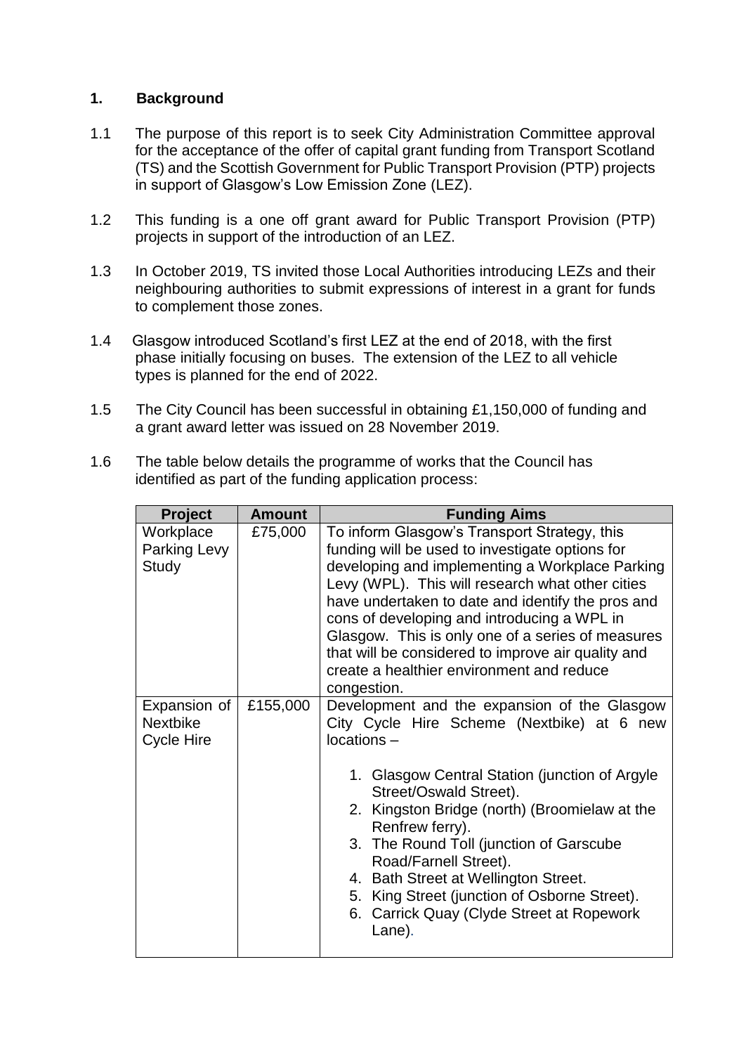## 1. Background

1.1 The purpose of this report is to seek City Administration Committee approval for the acceptance of the offer of capital grant funding from Transport Scotland (TS) and the Scottish Government for Public Transport Provision (PTP) projects in support of Glasgow's Low Emission Zone (LEZ).

1.2 This funding is a one off grant award for Public Transport Provision (PTP) projects in support of the introduction of an LEZ.

1.3 In October 2019, TS invited those Local Authorities introducing LEZs and their neighbouring authorities to submit expressions of interest in a grant for funds to complement those zones.

1.4 Glasgow introduced Scotland's first LEZ at the end of 2018, with the first phase initially focusing on buses. The extension of the LEZ to all vehicle types is planned for the end of 2022.

1.5 The City Council has been successful in obtaining £1,150,000 of funding and a grant award letter was issued on 28 November 2019.

1.6 The table below details the programme of works that the Council has identified as part of the funding application process:

| Project | Amount | Funding Aims |
| --- | --- | --- |
| Workplace Parking Levy Study | £75,000 | To inform Glasgow's Transport Strategy, this funding will be used to investigate options for developing and implementing a Workplace Parking Levy (WPL). This will research what other cities have undertaken to date and identify the pros and cons of developing and introducing a WPL in Glasgow. This is only one of a series of measures that will be considered to improve air quality and create a healthier environment and reduce congestion. |
| Expansion of Nextbike Cycle Hire | £155,000 | Development and the expansion of the Glasgow City Cycle Hire Scheme (Nextbike) at 6 new locations – <br><br>1. Glasgow Central Station (junction of Argyle Street/Oswald Street).<br>2. Kingston Bridge (north) (Broomielaw at the Renfrew ferry).<br>3. The Round Toll (junction of Garscube Road/Farnell Street).<br>4. Bath Street at Wellington Street.<br>5. King Street (junction of Osborne Street).<br>6. Carrick Quay (Clyde Street at Ropework Lane). |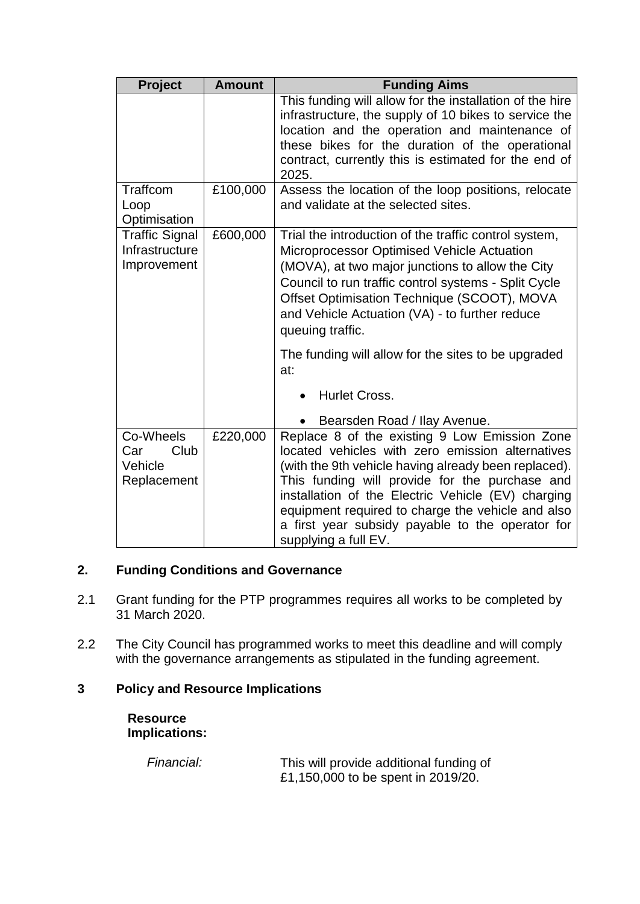| Project | Amount | Funding Aims |
|---|---|---|
| | | This funding will allow for the installation of the hire infrastructure, the supply of 10 bikes to service the location and the operation and maintenance of these bikes for the duration of the operational contract, currently this is estimated for the end of 2025. |
| Traffcom Loop Optimisation | £100,000 | Assess the location of the loop positions, relocate and validate at the selected sites. |
| Traffic Signal Infrastructure Improvement | £600,000 | Trial the introduction of the traffic control system, Microprocessor Optimised Vehicle Actuation (MOVA), at two major junctions to allow the City Council to run traffic control systems - Split Cycle Offset Optimisation Technique (SCOOT), MOVA and Vehicle Actuation (VA) - to further reduce queuing traffic.<br><br>The funding will allow for the sites to be upgraded at:<br><br>• Hurlet Cross.<br><br>• Bearsden Road / Ilay Avenue. |
| Co-Wheels Car Club Vehicle Replacement | £220,000 | Replace 8 of the existing 9 Low Emission Zone located vehicles with zero emission alternatives (with the 9th vehicle having already been replaced). This funding will provide for the purchase and installation of the Electric Vehicle (EV) charging equipment required to charge the vehicle and also a first year subsidy payable to the operator for supplying a full EV. |

## 2. Funding Conditions and Governance

2.1 Grant funding for the PTP programmes requires all works to be completed by 31 March 2020.

2.2 The City Council has programmed works to meet this deadline and will comply with the governance arrangements as stipulated in the funding agreement.

## 3 Policy and Resource Implications

**Resource Implications:**

*Financial:* This will provide additional funding of £1,150,000 to be spent in 2019/20.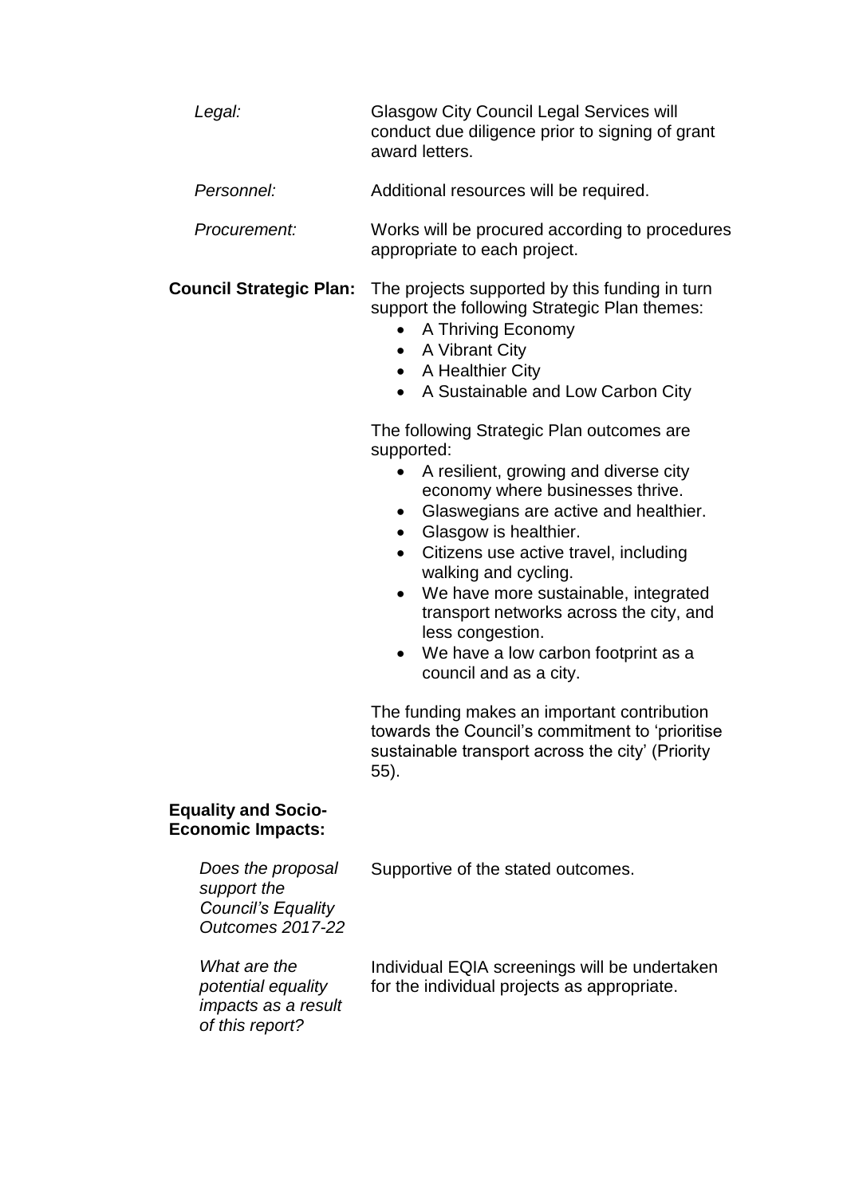*Legal:* Glasgow City Council Legal Services will conduct due diligence prior to signing of grant award letters.

*Personnel:* Additional resources will be required.

*Procurement:* Works will be procured according to procedures appropriate to each project.

**Council Strategic Plan:** The projects supported by this funding in turn support the following Strategic Plan themes:

- A Thriving Economy
- A Vibrant City
- A Healthier City
- A Sustainable and Low Carbon City

The following Strategic Plan outcomes are supported:

- A resilient, growing and diverse city economy where businesses thrive.
- Glaswegians are active and healthier.
- Glasgow is healthier.
- Citizens use active travel, including walking and cycling.
- We have more sustainable, integrated transport networks across the city, and less congestion.
- We have a low carbon footprint as a council and as a city.

The funding makes an important contribution towards the Council's commitment to 'prioritise sustainable transport across the city' (Priority 55).

**Equality and Socio-Economic Impacts:**

*Does the proposal support the Council's Equality Outcomes 2017-22* Supportive of the stated outcomes.

*What are the potential equality impacts as a result of this report?* Individual EQIA screenings will be undertaken for the individual projects as appropriate.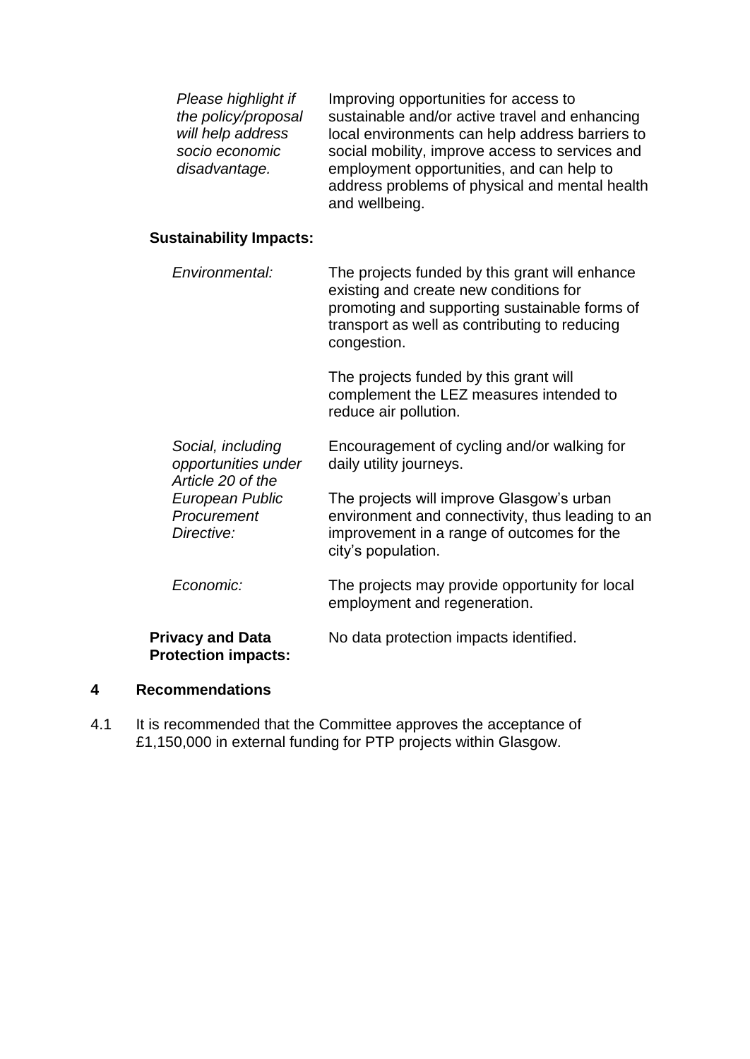| | |
|---|---|
| *Please highlight if the policy/proposal will help address socio economic disadvantage.* | Improving opportunities for access to sustainable and/or active travel and enhancing local environments can help address barriers to social mobility, improve access to services and employment opportunities, and can help to address problems of physical and mental health and wellbeing. |

**Sustainability Impacts:**

| | |
|---|---|
| *Environmental:* | The projects funded by this grant will enhance existing and create new conditions for promoting and supporting sustainable forms of transport as well as contributing to reducing congestion.<br><br>The projects funded by this grant will complement the LEZ measures intended to reduce air pollution. |
| *Social, including opportunities under Article 20 of the European Public Procurement Directive:* | Encouragement of cycling and/or walking for daily utility journeys.<br><br>The projects will improve Glasgow's urban environment and connectivity, thus leading to an improvement in a range of outcomes for the city's population. |
| *Economic:* | The projects may provide opportunity for local employment and regeneration. |
| **Privacy and Data Protection impacts:** | No data protection impacts identified. |

## 4 Recommendations

4.1 It is recommended that the Committee approves the acceptance of £1,150,000 in external funding for PTP projects within Glasgow.